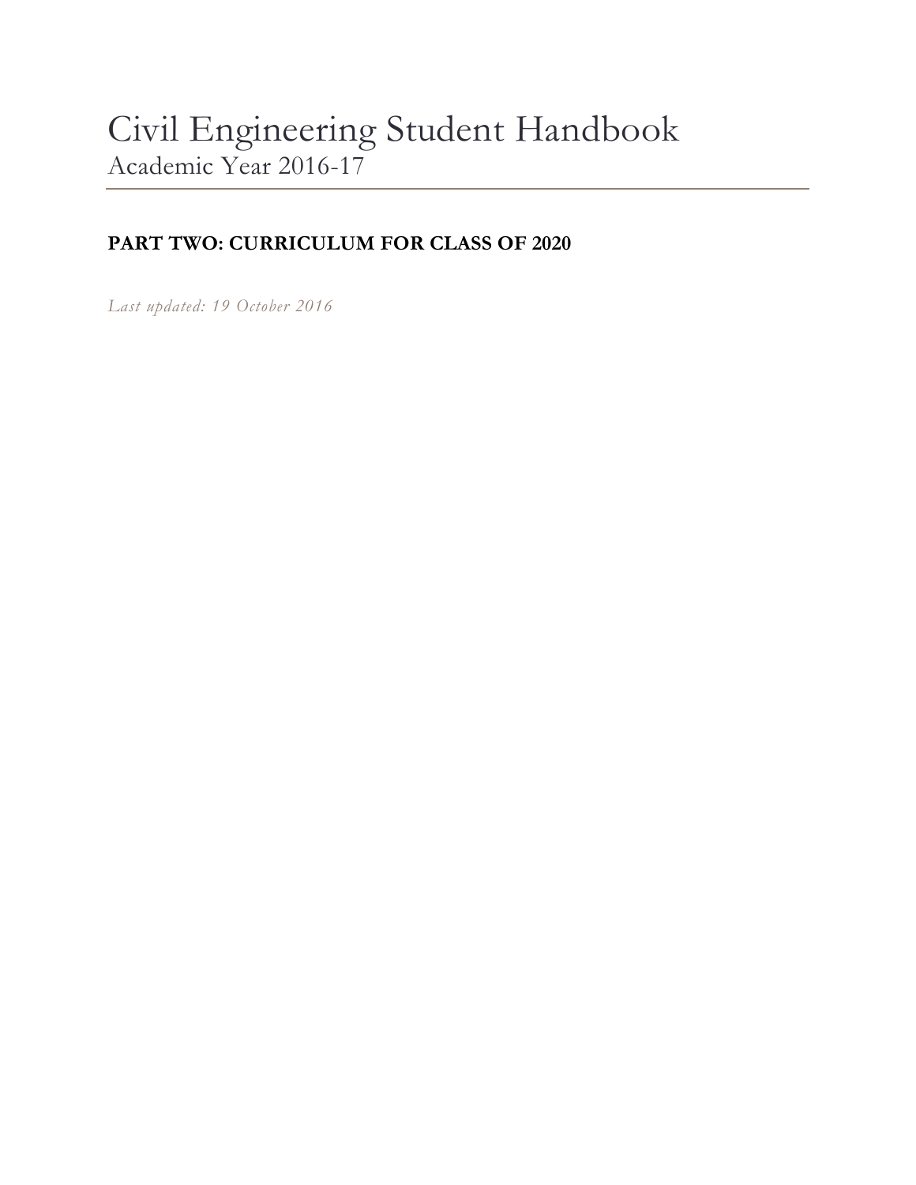# Civil Engineering Student Handbook

Academic Year 2016-17

---

**PART TWO: CURRICULUM FOR CLASS OF 2020**

*Last updated: 19 October 2016*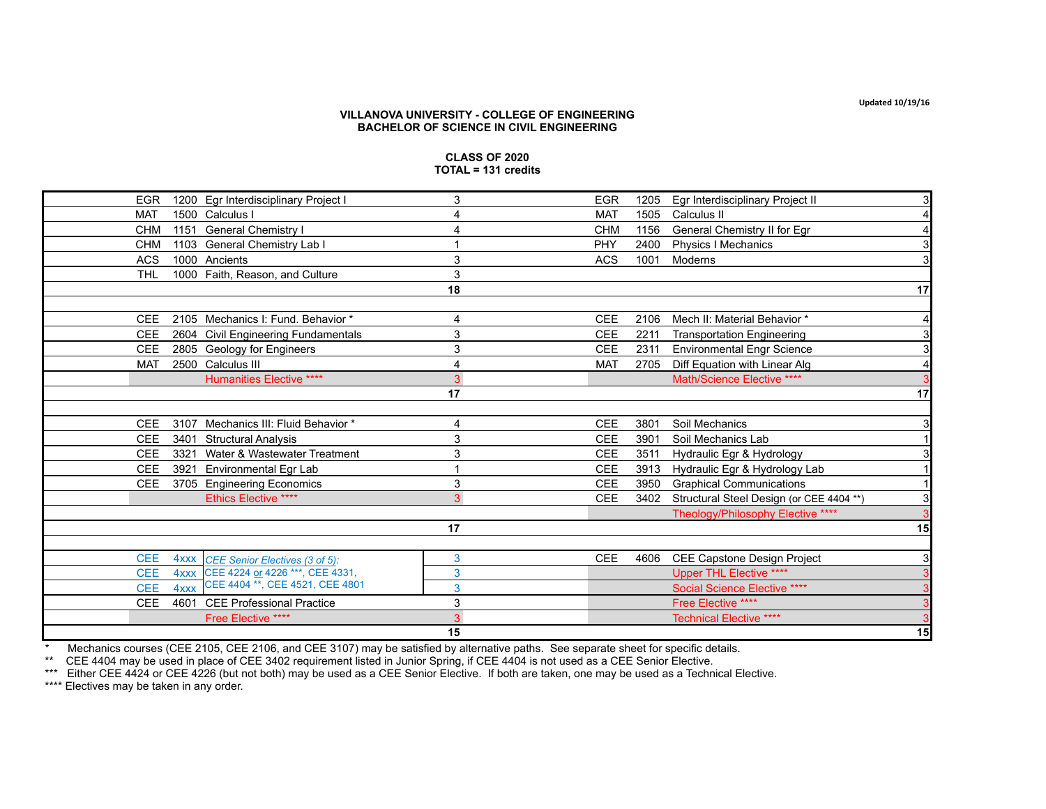Updated 10/19/16

**VILLANOVA UNIVERSITY - COLLEGE OF ENGINEERING**
**BACHELOR OF SCIENCE IN CIVIL ENGINEERING**

**CLASS OF 2020**
**TOTAL = 131 credits**

| Dept | No. | Course | Credits | Dept | No. | Course | Credits |
|---|---|---|---|---|---|---|---|
| EGR | 1200 | Egr Interdisciplinary Project I | 3 | EGR | 1205 | Egr Interdisciplinary Project II | 3 |
| MAT | 1500 | Calculus I | 4 | MAT | 1505 | Calculus II | 4 |
| CHM | 1151 | General Chemistry I | 4 | CHM | 1156 | General Chemistry II for Egr | 4 |
| CHM | 1103 | General Chemistry Lab I | 1 | PHY | 2400 | Physics I Mechanics | 3 |
| ACS | 1000 | Ancients | 3 | ACS | 1001 | Moderns | 3 |
| THL | 1000 | Faith, Reason, and Culture | 3 | | | | |
| | | | **18** | | | | **17** |
| | | | | | | | |
| CEE | 2105 | Mechanics I: Fund. Behavior * | 4 | CEE | 2106 | Mech II: Material Behavior * | 4 |
| CEE | 2604 | Civil Engineering Fundamentals | 3 | CEE | 2211 | Transportation Engineering | 3 |
| CEE | 2805 | Geology for Engineers | 3 | CEE | 2311 | Environmental Engr Science | 3 |
| MAT | 2500 | Calculus III | 4 | MAT | 2705 | Diff Equation with Linear Alg | 4 |
| | | Humanities Elective **** | 3 | | | Math/Science Elective **** | 3 |
| | | | **17** | | | | **17** |
| | | | | | | | |
| CEE | 3107 | Mechanics III: Fluid Behavior * | 4 | CEE | 3801 | Soil Mechanics | 3 |
| CEE | 3401 | Structural Analysis | 3 | CEE | 3901 | Soil Mechanics Lab | 1 |
| CEE | 3321 | Water & Wastewater Treatment | 3 | CEE | 3511 | Hydraulic Egr & Hydrology | 3 |
| CEE | 3921 | Environmental Egr Lab | 1 | CEE | 3913 | Hydraulic Egr & Hydrology Lab | 1 |
| CEE | 3705 | Engineering Economics | 3 | CEE | 3950 | Graphical Communications | 1 |
| | | Ethics Elective **** | 3 | CEE | 3402 | Structural Steel Design (or CEE 4404 **) | 3 |
| | | | | | | Theology/Philosophy Elective **** | 3 |
| | | | **17** | | | | **15** |
| | | | | | | | |
| CEE | 4xxx | *CEE Senior Electives (3 of 5):* CEE 4224 or 4226 ***, CEE 4331, CEE 4404 **, CEE 4521, CEE 4801 | 3 | CEE | 4606 | CEE Capstone Design Project | 3 |
| CEE | 4xxx | | 3 | | | Upper THL Elective **** | 3 |
| CEE | 4xxx | | 3 | | | Social Science Elective **** | 3 |
| CEE | 4601 | CEE Professional Practice | 3 | | | Free Elective **** | 3 |
| | | Free Elective **** | 3 | | | Technical Elective **** | 3 |
| | | | **15** | | | | **15** |

\* Mechanics courses (CEE 2105, CEE 2106, and CEE 3107) may be satisfied by alternative paths. See separate sheet for specific details.

** CEE 4404 may be used in place of CEE 3402 requirement listed in Junior Spring, if CEE 4404 is not used as a CEE Senior Elective.

*** Either CEE 4424 or CEE 4226 (but not both) may be used as a CEE Senior Elective. If both are taken, one may be used as a Technical Elective.

**** Electives may be taken in any order.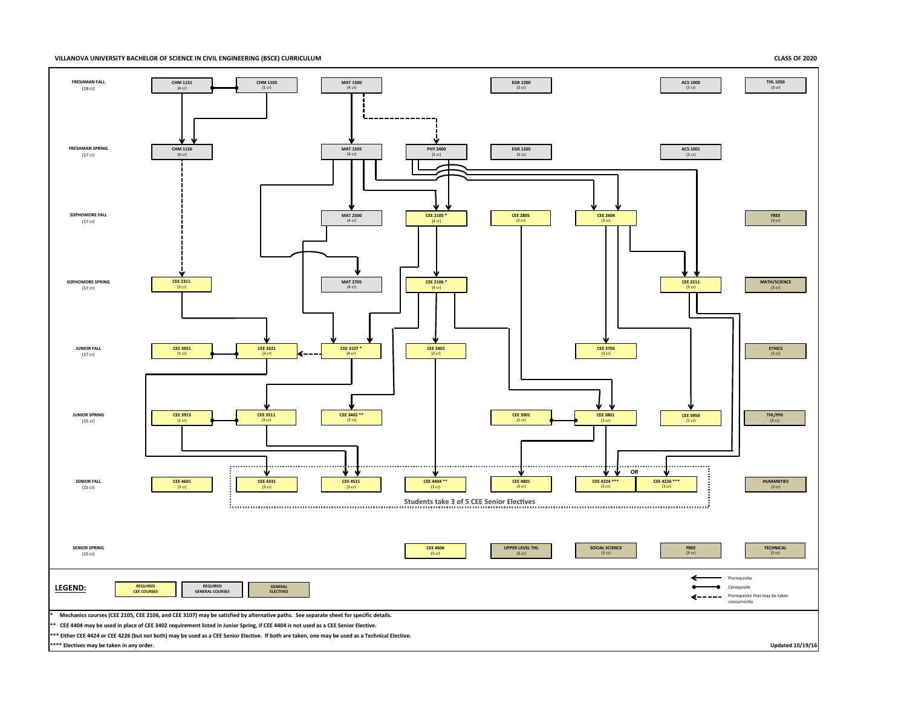**VILLANOVA UNIVERSITY BACHELOR OF SCIENCE IN CIVIL ENGINEERING (BSCE) CURRICULUM**

**CLASS OF 2020**

| Semester | Courses |
|---|---|
| FRESHMAN FALL (18 cr) | CHM 1151 (4 cr); CHM 1103 (1 cr); MAT 1500 (4 cr); EGR 1200 (3 cr); ACS 1000 (3 cr); THL 1050 (3 cr) |
| FRESHMAN SPRING (17 cr) | CHM 1156 (4 cr); MAT 1505 (4 cr); PHY 2400 (3 cr); EGR 1205 (3 cr); ACS 1001 (3 cr) |
| SOPHOMORE FALL (17 cr) | MAT 2500 (4 cr); CEE 2105 * (4 cr); CEE 2805 (3 cr); CEE 2604 (3 cr); FREE (3 cr) |
| SOPHOMORE SPRING (17 cr) | CEE 2311 (3 cr); MAT 2705 (4 cr); CEE 2106 * (4 cr); CEE 2211 (3 cr); MATH/SCIENCE (3 cr) |
| JUNIOR FALL (17 cr) | CEE 3921 (1 cr); CEE 3321 (3 cr); CEE 3107 * (4 cr); CEE 3401 (3 cr); CEE 3705 (3 cr); ETHICS (3 cr) |
| JUNIOR SPRING (15 cr) | CEE 3913 (1 cr); CEE 3511 (3 cr); CEE 3402 ** (3 cr); CEE 3901 (1 cr); CEE 3801 (3 cr); CEE 3950 (1 cr); THL/PHI (3 cr) |
| SENIOR FALL (15 cr) | CEE 4601 (3 cr); CEE 4331 (3 cr); CEE 4521 (3 cr); CEE 4404 ** (3 cr); CEE 4801 (3 cr); CEE 4224 *** (3 cr) OR CEE 4226 *** (3 cr); HUMANITIES (3 cr) |
| SENIOR SPRING (15 cr) | CEE 4606 (3 cr); UPPER LEVEL THL (3 cr); SOCIAL SCIENCE (3 cr); FREE (3 cr); TECHNICAL (3 cr) |

Students take 3 of 5 CEE Senior Electives (CEE 4331, CEE 4521, CEE 4404, CEE 4801, CEE 4224/CEE 4226)

**LEGEND:** REQUIRED CEE COURSES; REQUIRED GENERAL COURSES; GENERAL ELECTIVES

- Solid arrow: Prerequisite
- Line with dots: Corequisite
- Dashed arrow: Prerequisite that may be taken concurrently

\* Mechanics courses (CEE 2105, CEE 2106, and CEE 3107) may be satisfied by alternative paths. See separate sheet for specific details.

\** CEE 4404 may be used in place of CEE 3402 requirement listed in Junior Spring, if CEE 4404 is not used as a CEE Senior Elective.

\*** Either CEE 4424 or CEE 4226 (but not both) may be used as a CEE Senior Elective. If both are taken, one may be used as a Technical Elective.

\**** Electives may be taken in any order.

Updated 10/19/16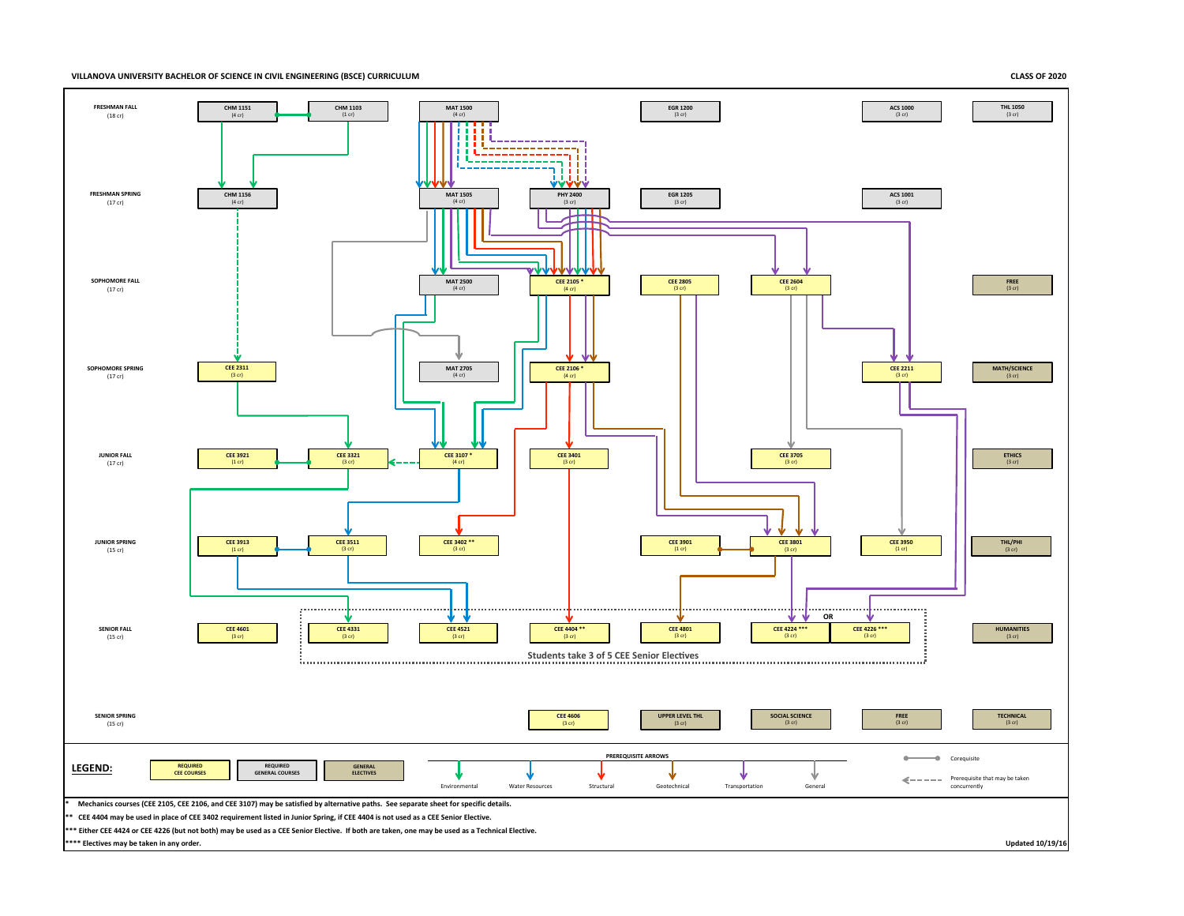# VILLANOVA UNIVERSITY BACHELOR OF SCIENCE IN CIVIL ENGINEERING (BSCE) CURRICULUM

**CLASS OF 2020**

| Semester | Courses |
|---|---|
| FRESHMAN FALL (18 cr) | CHM 1151 (4 cr); CHM 1103 (1 cr); MAT 1500 (4 cr); EGR 1200 (3 cr); ACS 1000 (3 cr); THL 1050 (3 cr) |
| FRESHMAN SPRING (17 cr) | CHM 1156 (4 cr); MAT 1505 (4 cr); PHY 2400 (3 cr); EGR 1205 (3 cr); ACS 1001 (3 cr) |
| SOPHOMORE FALL (17 cr) | MAT 2500 (4 cr); CEE 2105 * (4 cr); CEE 2805 (3 cr); CEE 2604 (3 cr); FREE (3 cr) |
| SOPHOMORE SPRING (17 cr) | CEE 2311 (3 cr); MAT 2705 (4 cr); CEE 2106 * (4 cr); CEE 2211 (3 cr); MATH/SCIENCE (3 cr) |
| JUNIOR FALL (17 cr) | CEE 3921 (1 cr); CEE 3321 (3 cr); CEE 3107 * (4 cr); CEE 3401 (3 cr); CEE 3705 (3 cr); ETHICS (3 cr) |
| JUNIOR SPRING (15 cr) | CEE 3913 (1 cr); CEE 3511 (3 cr); CEE 3402 ** (3 cr); CEE 3901 (1 cr); CEE 3801 (3 cr); CEE 3950 (1 cr); THL/PHI (3 cr) |
| SENIOR FALL (15 cr) | CEE 4601 (3 cr); CEE 4331 (3 cr); CEE 4521 (3 cr); CEE 4404 ** (3 cr); CEE 4801 (3 cr); CEE 4224 *** (3 cr) OR CEE 4226 *** (3 cr); HUMANITIES (3 cr) |
| SENIOR SPRING (15 cr) | CEE 4606 (3 cr); UPPER LEVEL THL (3 cr); SOCIAL SCIENCE (3 cr); FREE (3 cr); TECHNICAL (3 cr) |

Students take 3 of 5 CEE Senior Electives

**LEGEND:** REQUIRED CEE COURSES; REQUIRED GENERAL COURSES; GENERAL ELECTIVES

PREREQUISITE ARROWS: Environmental; Water Resources; Structural; Geotechnical; Transportation; General

Corequisite

Prerequisite that may be taken concurrently

\* Mechanics courses (CEE 2105, CEE 2106, and CEE 3107) may be satisfied by alternative paths. See separate sheet for specific details.

\*\* CEE 4404 may be used in place of CEE 3402 requirement listed in Junior Spring, if CEE 4404 is not used as a CEE Senior Elective.

\*\*\* Either CEE 4424 or CEE 4226 (but not both) may be used as a CEE Senior Elective. If both are taken, one may be used as a Technical Elective.

\*\*\*\* Electives may be taken in any order.

Updated 10/19/16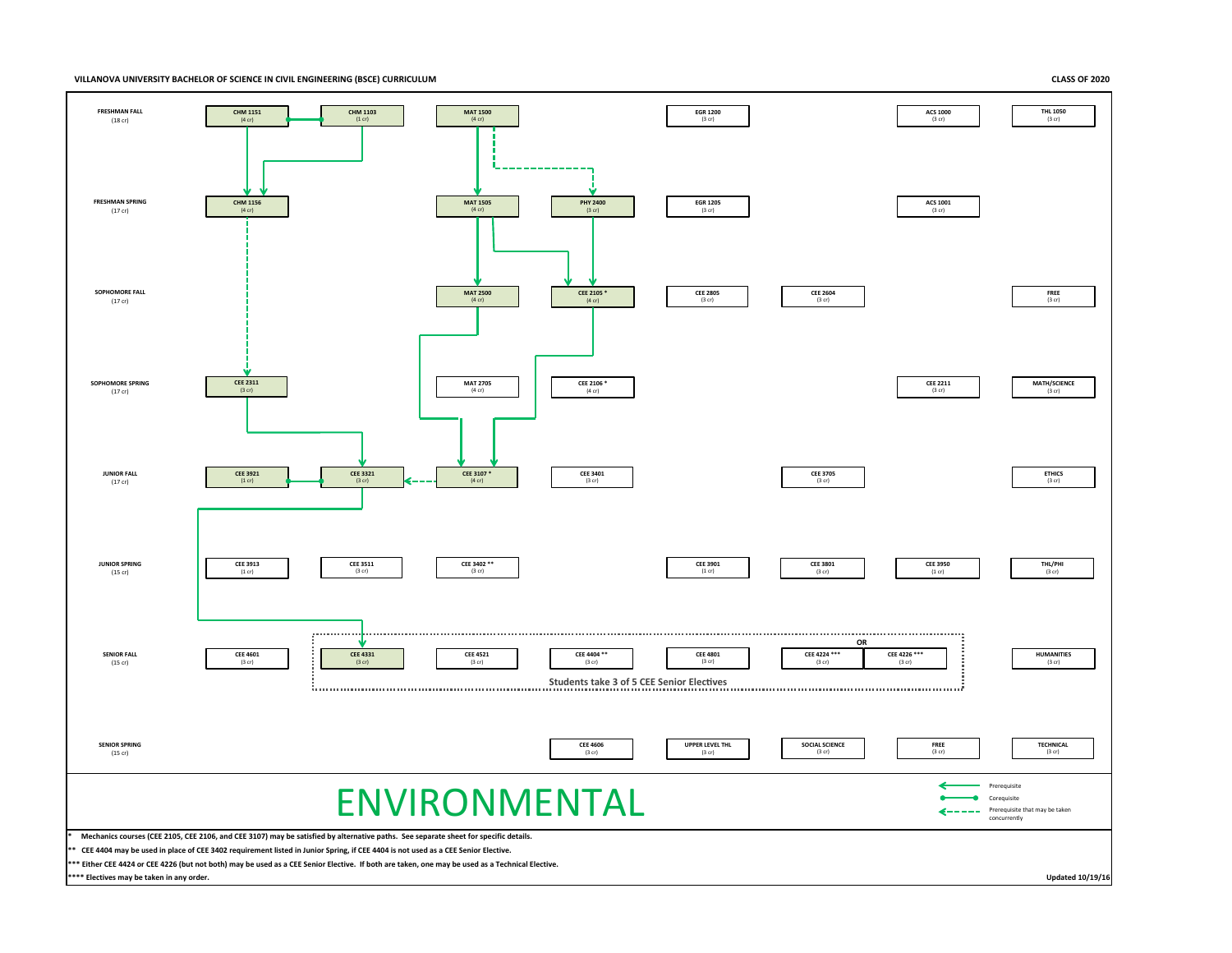**VILLANOVA UNIVERSITY BACHELOR OF SCIENCE IN CIVIL ENGINEERING (BSCE) CURRICULUM**

**CLASS OF 2020**

| Semester | | | | | | | | | |
|---|---|---|---|---|---|---|---|---|---|
| **FRESHMAN FALL** (18 cr) | **CHM 1151** (4 cr) | **CHM 1103** (1 cr) | **MAT 1500** (4 cr) | | **EGR 1200** (3 cr) | | **ACS 1000** (3 cr) | **THL 1050** (3 cr) |
| **FRESHMAN SPRING** (17 cr) | **CHM 1156** (4 cr) | | **MAT 1505** (4 cr) | **PHY 2400** (3 cr) | **EGR 1205** (3 cr) | | **ACS 1001** (3 cr) | |
| **SOPHOMORE FALL** (17 cr) | | | **MAT 2500** (4 cr) | **CEE 2105 *** (4 cr) | **CEE 2805** (3 cr) | **CEE 2604** (3 cr) | | **FREE** (3 cr) |
| **SOPHOMORE SPRING** (17 cr) | **CEE 2311** (3 cr) | | **MAT 2705** (4 cr) | **CEE 2106 *** (4 cr) | | | **CEE 2211** (3 cr) | **MATH/SCIENCE** (3 cr) |
| **JUNIOR FALL** (17 cr) | **CEE 3921** (1 cr) | **CEE 3321** (3 cr) | **CEE 3107 *** (4 cr) | **CEE 3401** (3 cr) | | **CEE 3705** (3 cr) | | **ETHICS** (3 cr) |
| **JUNIOR SPRING** (15 cr) | **CEE 3913** (1 cr) | **CEE 3511** (3 cr) | **CEE 3402 **** (3 cr) | | **CEE 3901** (1 cr) | **CEE 3801** (3 cr) | **CEE 3950** (1 cr) | **THL/PHI** (3 cr) |
| **SENIOR FALL** (15 cr) | **CEE 4601** (3 cr) | **CEE 4331** (3 cr) | **CEE 4521** (3 cr) | **CEE 4404 **** (3 cr) | **CEE 4801** (3 cr) | **CEE 4224 ***** (3 cr) OR **CEE 4226 ***** (3 cr) | | **HUMANITIES** (3 cr) |
| **SENIOR SPRING** (15 cr) | | | | **CEE 4606** (3 cr) | **UPPER LEVEL THL** (3 cr) | **SOCIAL SCIENCE** (3 cr) | **FREE** (3 cr) | **TECHNICAL** (3 cr) |

**Students take 3 of 5 CEE Senior Electives** (CEE 4331, CEE 4521, CEE 4404, CEE 4801, CEE 4224 or CEE 4226)

Prerequisites and corequisites shown in chart:
- CHM 1151 and CHM 1103 are corequisites; both are prerequisites for CHM 1156
- CHM 1156 is a prerequisite that may be taken concurrently for CEE 2311
- MAT 1500 is a prerequisite for MAT 1505; MAT 1500 is a prerequisite that may be taken concurrently for PHY 2400
- MAT 1505 is a prerequisite for MAT 2500 and CEE 2105; PHY 2400 is a prerequisite for CEE 2105
- MAT 2500 and CEE 2105 are prerequisites for CEE 3107
- CEE 2311 is a prerequisite for CEE 3321; CEE 3921 and CEE 3321 are corequisites; CEE 3107 is a prerequisite that may be taken concurrently for CEE 3321
- CEE 3321 is a prerequisite for CEE 4331

# ENVIRONMENTAL

Legend:
- Prerequisite
- Corequisite
- Prerequisite that may be taken concurrently

\* Mechanics courses (CEE 2105, CEE 2106, and CEE 3107) may be satisfied by alternative paths. See separate sheet for specific details.

** CEE 4404 may be used in place of CEE 3402 requirement listed in Junior Spring, if CEE 4404 is not used as a CEE Senior Elective.

*** Either CEE 4424 or CEE 4226 (but not both) may be used as a CEE Senior Elective. If both are taken, one may be used as a Technical Elective.

**** Electives may be taken in any order.

Updated 10/19/16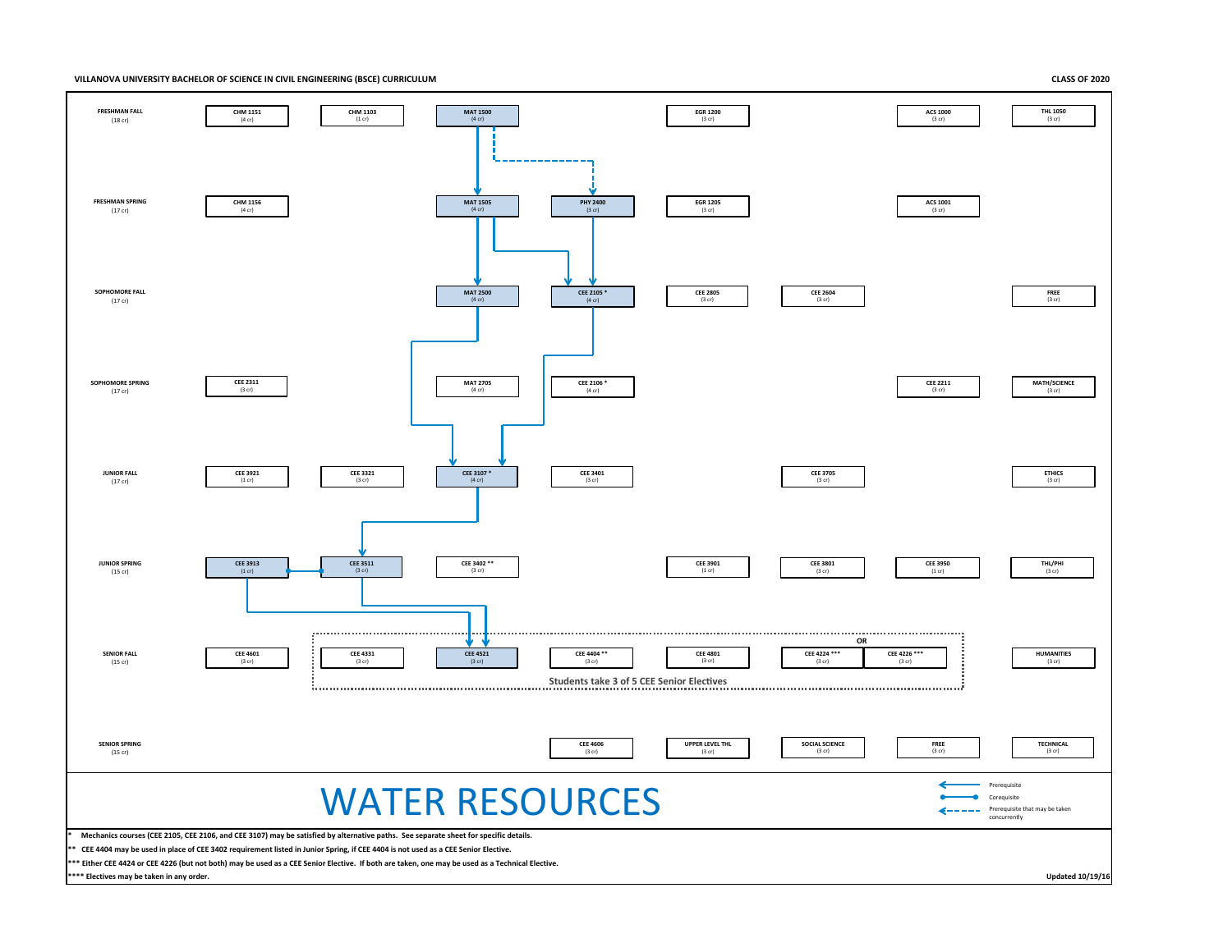**VILLANOVA UNIVERSITY BACHELOR OF SCIENCE IN CIVIL ENGINEERING (BSCE) CURRICULUM** — **CLASS OF 2020**

| Semester | | | | | | | | |
|---|---|---|---|---|---|---|---|---|
| **FRESHMAN FALL** (18 cr) | **CHM 1151** (4 cr) | **CHM 1103** (1 cr) | **MAT 1500** (4 cr) | | **EGR 1200** (3 cr) | | **ACS 1000** (3 cr) | **THL 1050** (3 cr) |
| **FRESHMAN SPRING** (17 cr) | **CHM 1156** (4 cr) | | **MAT 1505** (4 cr) | **PHY 2400** (3 cr) | **EGR 1205** (3 cr) | | **ACS 1001** (3 cr) | |
| **SOPHOMORE FALL** (17 cr) | | | **MAT 2500** (4 cr) | **CEE 2105 *** (4 cr) | **CEE 2805** (3 cr) | **CEE 2604** (3 cr) | | **FREE** (3 cr) |
| **SOPHOMORE SPRING** (17 cr) | **CEE 2311** (3 cr) | | **MAT 2705** (4 cr) | **CEE 2106 *** (4 cr) | | | **CEE 2211** (3 cr) | **MATH/SCIENCE** (3 cr) |
| **JUNIOR FALL** (17 cr) | **CEE 3921** (1 cr) | **CEE 3321** (3 cr) | **CEE 3107 *** (4 cr) | **CEE 3401** (3 cr) | | **CEE 3705** (3 cr) | | **ETHICS** (3 cr) |
| **JUNIOR SPRING** (15 cr) | **CEE 3913** (1 cr) | **CEE 3511** (3 cr) | **CEE 3402 **** (3 cr) | | **CEE 3901** (1 cr) | **CEE 3801** (3 cr) | **CEE 3950** (1 cr) | **THL/PHI** (3 cr) |
| **SENIOR FALL** (15 cr) | **CEE 4601** (3 cr) | **CEE 4331** (3 cr) | **CEE 4521** (3 cr) | **CEE 4404 **** (3 cr) | **CEE 4801** (3 cr) | **CEE 4224 ***** (3 cr) OR **CEE 4226 ***** (3 cr) | | **HUMANITIES** (3 cr) |
| **SENIOR SPRING** (15 cr) | | | | **CEE 4606** (3 cr) | **UPPER LEVEL THL** (3 cr) | **SOCIAL SCIENCE** (3 cr) | **FREE** (3 cr) | **TECHNICAL** (3 cr) |

Students take 3 of 5 CEE Senior Electives (CEE 4331, CEE 4521, CEE 4404, CEE 4801, CEE 4224 OR CEE 4226)

Prerequisite relationships shown:
- MAT 1500 → MAT 1505 (Prerequisite)
- MAT 1500 → PHY 2400 (Prerequisite that may be taken concurrently)
- MAT 1505 → MAT 2500 (Prerequisite)
- MAT 1505 → CEE 2105 (Prerequisite)
- PHY 2400 → CEE 2105 (Prerequisite)
- MAT 2500 → CEE 3107 (Prerequisite)
- CEE 2105 → CEE 3107 (Prerequisite)
- CEE 3107 → CEE 3511 (Prerequisite)
- CEE 3913 — CEE 3511 (Corequisite)
- CEE 3913 → CEE 4521 (Prerequisite)
- CEE 3511 → CEE 4521 (Prerequisite)

# WATER RESOURCES

Legend:
- Prerequisite
- Corequisite
- Prerequisite that may be taken concurrently

\* Mechanics courses (CEE 2105, CEE 2106, and CEE 3107) may be satisfied by alternative paths. See separate sheet for specific details.

\*\* CEE 4404 may be used in place of CEE 3402 requirement listed in Junior Spring, if CEE 4404 is not used as a CEE Senior Elective.

\*\*\* Either CEE 4424 or CEE 4226 (but not both) may be used as a CEE Senior Elective. If both are taken, one may be used as a Technical Elective.

\*\*\*\* Electives may be taken in any order.

Updated 10/19/16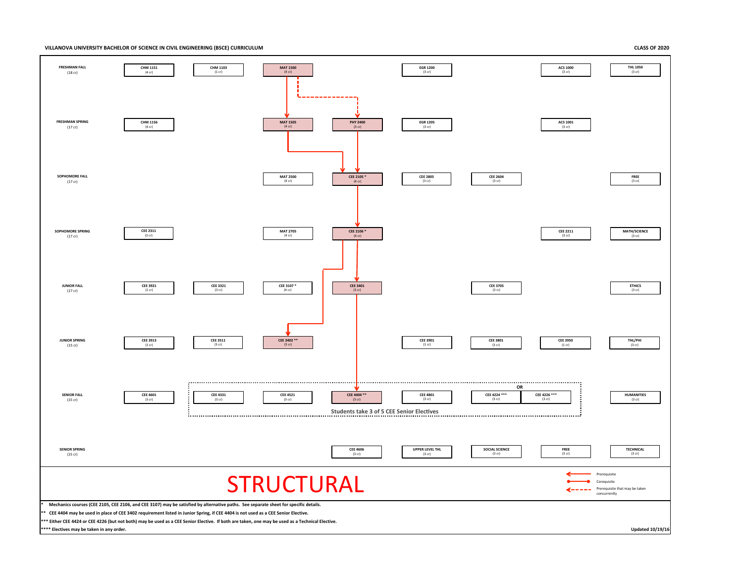**VILLANOVA UNIVERSITY BACHELOR OF SCIENCE IN CIVIL ENGINEERING (BSCE) CURRICULUM** — **CLASS OF 2020**

| Semester | | | | | | | | |
|---|---|---|---|---|---|---|---|---|
| **FRESHMAN FALL** (18 cr) | **CHM 1151** (4 cr) | **CHM 1103** (1 cr) | **MAT 1500** (4 cr) | | **EGR 1200** (3 cr) | | **ACS 1000** (3 cr) | **THL 1050** (3 cr) |
| **FRESHMAN SPRING** (17 cr) | **CHM 1156** (4 cr) | | **MAT 1505** (4 cr) | **PHY 2400** (3 cr) | **EGR 1205** (3 cr) | | **ACS 1001** (3 cr) | |
| **SOPHOMORE FALL** (17 cr) | | | **MAT 2500** (4 cr) | **CEE 2105 *** (4 cr) | **CEE 2805** (3 cr) | **CEE 2604** (3 cr) | | **FREE** (3 cr) |
| **SOPHOMORE SPRING** (17 cr) | **CEE 2311** (3 cr) | | **MAT 2705** (4 cr) | **CEE 2106 *** (4 cr) | | | **CEE 2211** (3 cr) | **MATH/SCIENCE** (3 cr) |
| **JUNIOR FALL** (17 cr) | **CEE 3921** (1 cr) | **CEE 3321** (3 cr) | **CEE 3107 *** (4 cr) | **CEE 3401** (3 cr) | | **CEE 3705** (3 cr) | | **ETHICS** (3 cr) |
| **JUNIOR SPRING** (15 cr) | **CEE 3913** (1 cr) | **CEE 3511** (3 cr) | **CEE 3402 **** (3 cr) | | **CEE 3901** (1 cr) | **CEE 3801** (3 cr) | **CEE 3950** (1 cr) | **THL/PHI** (3 cr) |
| **SENIOR FALL** (15 cr) | **CEE 4601** (3 cr) | **CEE 4331** (3 cr) | **CEE 4521** (3 cr) | **CEE 4404 **** (3 cr) | **CEE 4801** (3 cr) | **CEE 4224 ***** (3 cr) OR **CEE 4226 ***** (3 cr) | | **HUMANITIES** (3 cr) |
| **SENIOR SPRING** (15 cr) | | | | **CEE 4606** (3 cr) | **UPPER LEVEL THL** (3 cr) | **SOCIAL SCIENCE** (3 cr) | **FREE** (3 cr) | **TECHNICAL** (3 cr) |

**Students take 3 of 5 CEE Senior Electives** (CEE 4331, CEE 4521, CEE 4404, CEE 4801, CEE 4224 or CEE 4226)

Prerequisite paths (highlighted): MAT 1500 → MAT 1505; MAT 1500 → PHY 2400 (prerequisite that may be taken concurrently); MAT 1505 → CEE 2105; PHY 2400 → CEE 2105; CEE 2105 → CEE 2106; CEE 2106 → CEE 3401; CEE 2106 → CEE 3402; CEE 3401 → CEE 4404

# STRUCTURAL

Legend:
- Prerequisite
- Corequisite
- Prerequisite that may be taken concurrently

\* Mechanics courses (CEE 2105, CEE 2106, and CEE 3107) may be satisfied by alternative paths. See separate sheet for specific details.

** CEE 4404 may be used in place of CEE 3402 requirement listed in Junior Spring, if CEE 4404 is not used as a CEE Senior Elective.

*** Either CEE 4424 or CEE 4226 (but not both) may be used as a CEE Senior Elective. If both are taken, one may be used as a Technical Elective.

**** Electives may be taken in any order.

Updated 10/19/16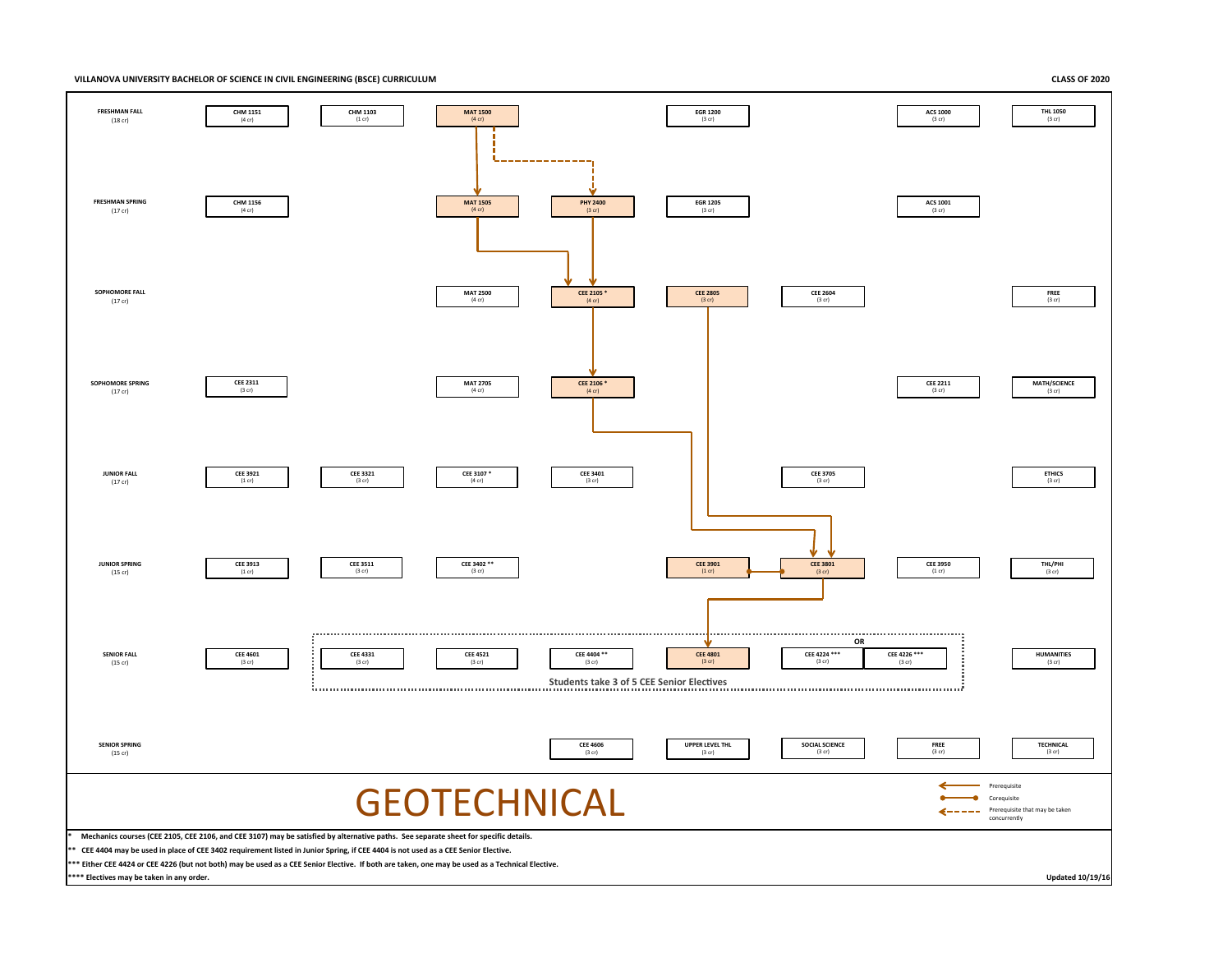**VILLANOVA UNIVERSITY BACHELOR OF SCIENCE IN CIVIL ENGINEERING (BSCE) CURRICULUM**

**CLASS OF 2020**

| Semester | | | | | | | | |
|---|---|---|---|---|---|---|---|---|
| **FRESHMAN FALL** (18 cr) | **CHM 1151** (4 cr) | **CHM 1103** (1 cr) | **MAT 1500** (4 cr) | | **EGR 1200** (3 cr) | | **ACS 1000** (3 cr) | **THL 1050** (3 cr) |
| **FRESHMAN SPRING** (17 cr) | **CHM 1156** (4 cr) | | **MAT 1505** (4 cr) | **PHY 2400** (3 cr) | **EGR 1205** (3 cr) | | **ACS 1001** (3 cr) | |
| **SOPHOMORE FALL** (17 cr) | | | **MAT 2500** (4 cr) | **CEE 2105 *** (4 cr) | **CEE 2805** (3 cr) | **CEE 2604** (3 cr) | | **FREE** (3 cr) |
| **SOPHOMORE SPRING** (17 cr) | **CEE 2311** (3 cr) | | **MAT 2705** (4 cr) | **CEE 2106 *** (4 cr) | | | **CEE 2211** (3 cr) | **MATH/SCIENCE** (3 cr) |
| **JUNIOR FALL** (17 cr) | **CEE 3921** (1 cr) | **CEE 3321** (3 cr) | **CEE 3107 *** (4 cr) | **CEE 3401** (3 cr) | | **CEE 3705** (3 cr) | | **ETHICS** (3 cr) |
| **JUNIOR SPRING** (15 cr) | **CEE 3913** (1 cr) | **CEE 3511** (3 cr) | **CEE 3402 **** (3 cr) | | **CEE 3901** (1 cr) | **CEE 3801** (3 cr) | **CEE 3950** (1 cr) | **THL/PHI** (3 cr) |
| **SENIOR FALL** (15 cr) | **CEE 4601** (3 cr) | **CEE 4331** (3 cr) | **CEE 4521** (3 cr) | **CEE 4404 **** (3 cr) | **CEE 4801** (3 cr) | **CEE 4224 ***** (3 cr) OR **CEE 4226 ***** (3 cr) | | **HUMANITIES** (3 cr) |
| **SENIOR SPRING** (15 cr) | | | | **CEE 4606** (3 cr) | **UPPER LEVEL THL** (3 cr) | **SOCIAL SCIENCE** (3 cr) | **FREE** (3 cr) | **TECHNICAL** (3 cr) |

Senior Fall: CEE 4331, CEE 4521, CEE 4404, CEE 4801, and CEE 4224 OR CEE 4226 — **Students take 3 of 5 CEE Senior Electives**

Prerequisite chains shown: MAT 1500 → MAT 1505; MAT 1500 → PHY 2400 (prerequisite that may be taken concurrently); MAT 1505 → CEE 2105; PHY 2400 → CEE 2105; CEE 2105 → CEE 2106; CEE 2106 → CEE 3801; CEE 2805 → CEE 3801; CEE 3901 — CEE 3801 (corequisite); CEE 3801 → CEE 4801.

Legend:
- Prerequisite
- Corequisite
- Prerequisite that may be taken concurrently

# GEOTECHNICAL

\* Mechanics courses (CEE 2105, CEE 2106, and CEE 3107) may be satisfied by alternative paths. See separate sheet for specific details.

** CEE 4404 may be used in place of CEE 3402 requirement listed in Junior Spring, if CEE 4404 is not used as a CEE Senior Elective.

*** Either CEE 4424 or CEE 4226 (but not both) may be used as a CEE Senior Elective. If both are taken, one may be used as a Technical Elective.

**** Electives may be taken in any order.

Updated 10/19/16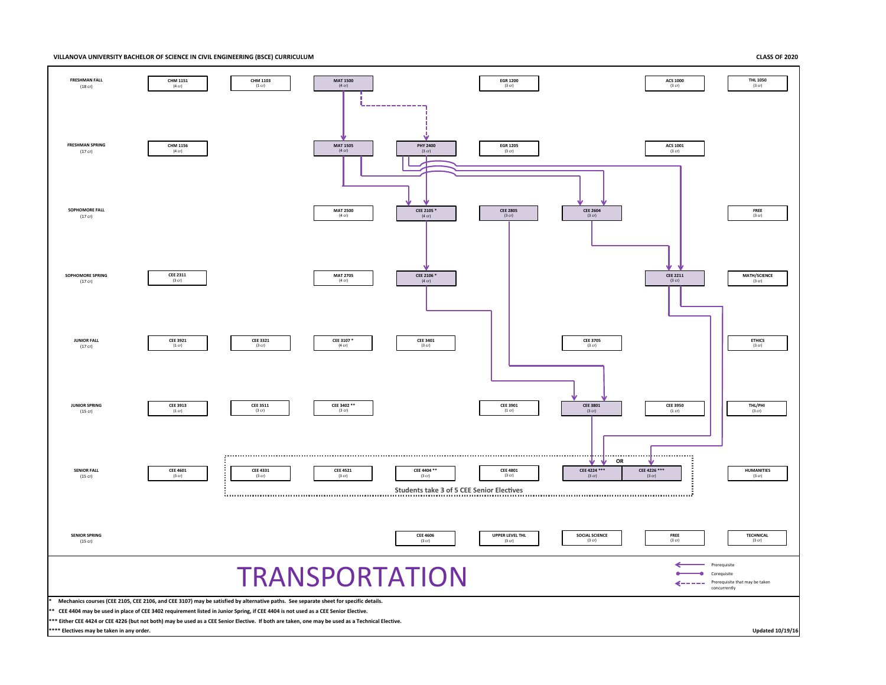**VILLANOVA UNIVERSITY BACHELOR OF SCIENCE IN CIVIL ENGINEERING (BSCE) CURRICULUM** **CLASS OF 2020**

| | | | | | | | | |
|---|---|---|---|---|---|---|---|---|
| **FRESHMAN FALL** (18 cr) | CHM 1151 (4 cr) | CHM 1103 (1 cr) | MAT 1500 (4 cr) | | EGR 1200 (3 cr) | | ACS 1000 (3 cr) | THL 1050 (3 cr) |
| **FRESHMAN SPRING** (17 cr) | CHM 1156 (4 cr) | | MAT 1505 (4 cr) | PHY 2400 (3 cr) | EGR 1205 (3 cr) | | ACS 1001 (3 cr) | |
| **SOPHOMORE FALL** (17 cr) | | | MAT 2500 (4 cr) | CEE 2105 * (4 cr) | CEE 2805 (3 cr) | CEE 2604 (3 cr) | | FREE (3 cr) |
| **SOPHOMORE SPRING** (17 cr) | CEE 2311 (3 cr) | | MAT 2705 (4 cr) | CEE 2106 * (4 cr) | | | CEE 2211 (3 cr) | MATH/SCIENCE (3 cr) |
| **JUNIOR FALL** (17 cr) | CEE 3921 (1 cr) | CEE 3321 (3 cr) | CEE 3107 * (4 cr) | CEE 3401 (3 cr) | | CEE 3705 (3 cr) | | ETHICS (3 cr) |
| **JUNIOR SPRING** (15 cr) | CEE 3913 (1 cr) | CEE 3511 (3 cr) | CEE 3402 ** (3 cr) | | CEE 3901 (1 cr) | CEE 3801 (3 cr) | CEE 3950 (1 cr) | THL/PHI (3 cr) |
| **SENIOR FALL** (15 cr) | CEE 4601 (3 cr) | CEE 4331 (3 cr) | CEE 4521 (3 cr) | CEE 4404 ** (3 cr) | CEE 4801 (3 cr) | CEE 4224 *** (3 cr) OR | CEE 4226 *** (3 cr) | HUMANITIES (3 cr) |
| **SENIOR SPRING** (15 cr) | | | | CEE 4606 (3 cr) | UPPER LEVEL THL (3 cr) | SOCIAL SCIENCE (3 cr) | FREE (3 cr) | TECHNICAL (3 cr) |

Students take 3 of 5 CEE Senior Electives

# TRANSPORTATION

Prerequisite
Corequisite
Prerequisite that may be taken concurrently

\* Mechanics courses (CEE 2105, CEE 2106, and CEE 3107) may be satisfied by alternative paths. See separate sheet for specific details.

\*\* CEE 4404 may be used in place of CEE 3402 requirement listed in Junior Spring, if CEE 4404 is not used as a CEE Senior Elective.

\*\*\* Either CEE 4424 or CEE 4226 (but not both) may be used as a CEE Senior Elective. If both are taken, one may be used as a Technical Elective.

\*\*\*\* Electives may be taken in any order.

Updated 10/19/16